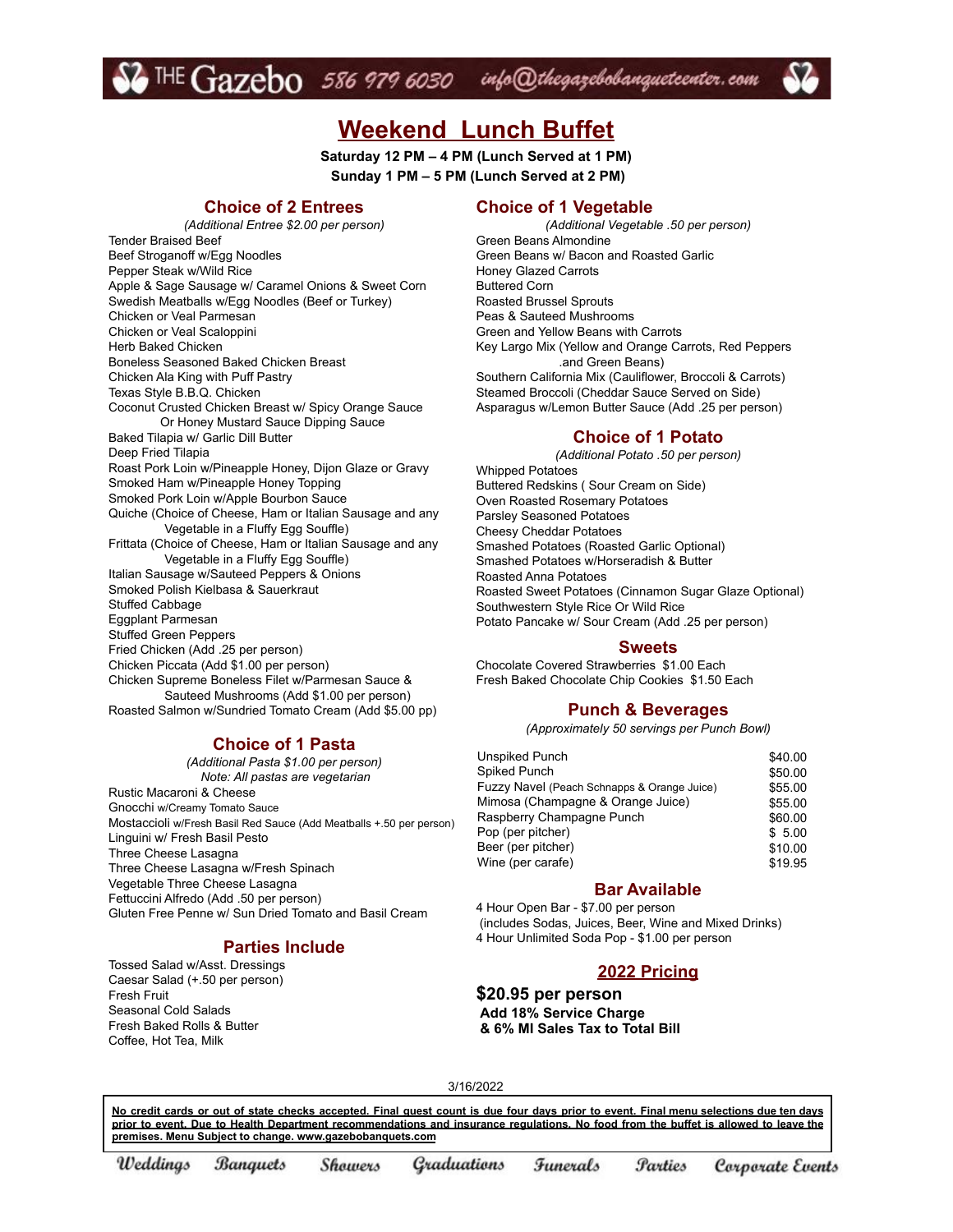THE Gazebo 586 979 6030 info@thegazebobanquetcenter.com

# Weekend Lunch Buffet

**Saturday 12 PM – 4 PM (Lunch Served at 1 PM)**
**Sunday 1 PM – 5 PM (Lunch Served at 2 PM)**

## Choice of 2 Entrees

*(Additional Entree $2.00 per person)*

Tender Braised Beef
Beef Stroganoff w/Egg Noodles
Pepper Steak w/Wild Rice
Apple & Sage Sausage w/ Caramel Onions & Sweet Corn
Swedish Meatballs w/Egg Noodles (Beef or Turkey)
Chicken or Veal Parmesan
Chicken or Veal Scaloppini
Herb Baked Chicken
Boneless Seasoned Baked Chicken Breast
Chicken Ala King with Puff Pastry
Texas Style B.B.Q. Chicken
Coconut Crusted Chicken Breast w/ Spicy Orange Sauce Or Honey Mustard Sauce Dipping Sauce
Baked Tilapia w/ Garlic Dill Butter
Deep Fried Tilapia
Roast Pork Loin w/Pineapple Honey, Dijon Glaze or Gravy
Smoked Ham w/Pineapple Honey Topping
Smoked Pork Loin w/Apple Bourbon Sauce
Quiche (Choice of Cheese, Ham or Italian Sausage and any Vegetable in a Fluffy Egg Souffle)
Frittata (Choice of Cheese, Ham or Italian Sausage and any Vegetable in a Fluffy Egg Souffle)
Italian Sausage w/Sauteed Peppers & Onions
Smoked Polish Kielbasa & Sauerkraut
Stuffed Cabbage
Eggplant Parmesan
Stuffed Green Peppers
Fried Chicken (Add .25 per person)
Chicken Piccata (Add $1.00 per person)
Chicken Supreme Boneless Filet w/Parmesan Sauce & Sauteed Mushrooms (Add $1.00 per person)
Roasted Salmon w/Sundried Tomato Cream (Add $5.00 pp)

## Choice of 1 Pasta

*(Additional Pasta $1.00 per person)*
*Note: All pastas are vegetarian*

Rustic Macaroni & Cheese
Gnocchi w/Creamy Tomato Sauce
Mostaccioli w/Fresh Basil Red Sauce (Add Meatballs +.50 per person)
Linguini w/ Fresh Basil Pesto
Three Cheese Lasagna
Three Cheese Lasagna w/Fresh Spinach
Vegetable Three Cheese Lasagna
Fettuccini Alfredo (Add .50 per person)
Gluten Free Penne w/ Sun Dried Tomato and Basil Cream

## Parties Include

Tossed Salad w/Asst. Dressings
Caesar Salad (+.50 per person)
Fresh Fruit
Seasonal Cold Salads
Fresh Baked Rolls & Butter
Coffee, Hot Tea, Milk

## Choice of 1 Vegetable

*(Additional Vegetable .50 per person)*

Green Beans Almondine
Green Beans w/ Bacon and Roasted Garlic
Honey Glazed Carrots
Buttered Corn
Roasted Brussel Sprouts
Peas & Sauteed Mushrooms
Green and Yellow Beans with Carrots
Key Largo Mix (Yellow and Orange Carrots, Red Peppers .and Green Beans)
Southern California Mix (Cauliflower, Broccoli & Carrots)
Steamed Broccoli (Cheddar Sauce Served on Side)
Asparagus w/Lemon Butter Sauce (Add .25 per person)

## Choice of 1 Potato

*(Additional Potato .50 per person)*

Whipped Potatoes
Buttered Redskins ( Sour Cream on Side)
Oven Roasted Rosemary Potatoes
Parsley Seasoned Potatoes
Cheesy Cheddar Potatoes
Smashed Potatoes (Roasted Garlic Optional)
Smashed Potatoes w/Horseradish & Butter
Roasted Anna Potatoes
Roasted Sweet Potatoes (Cinnamon Sugar Glaze Optional)
Southwestern Style Rice Or Wild Rice
Potato Pancake w/ Sour Cream (Add .25 per person)

## Sweets

Chocolate Covered Strawberries $1.00 Each
Fresh Baked Chocolate Chip Cookies $1.50 Each

## Punch & Beverages

*(Approximately 50 servings per Punch Bowl)*

| Item | Price |
|---|---|
| Unspiked Punch | $40.00 |
| Spiked Punch | $50.00 |
| Fuzzy Navel (Peach Schnapps & Orange Juice) | $55.00 |
| Mimosa (Champagne & Orange Juice) | $55.00 |
| Raspberry Champagne Punch | $60.00 |
| Pop (per pitcher) | $ 5.00 |
| Beer (per pitcher) | $10.00 |
| Wine (per carafe) | $19.95 |

## Bar Available

4 Hour Open Bar - $7.00 per person
(includes Sodas, Juices, Beer, Wine and Mixed Drinks)
4 Hour Unlimited Soda Pop - $1.00 per person

## 2022 Pricing

**$20.95 per person**
**Add 18% Service Charge & 6% MI Sales Tax to Total Bill**

3/16/2022

**No credit cards or out of state checks accepted. Final guest count is due four days prior to event. Final menu selections due ten days prior to event. Due to Health Department recommendations and insurance regulations. No food from the buffet is allowed to leave the premises. Menu Subject to change. www.gazebobanquets.com**

Weddings Banquets Showers Graduations Funerals Parties Corporate Events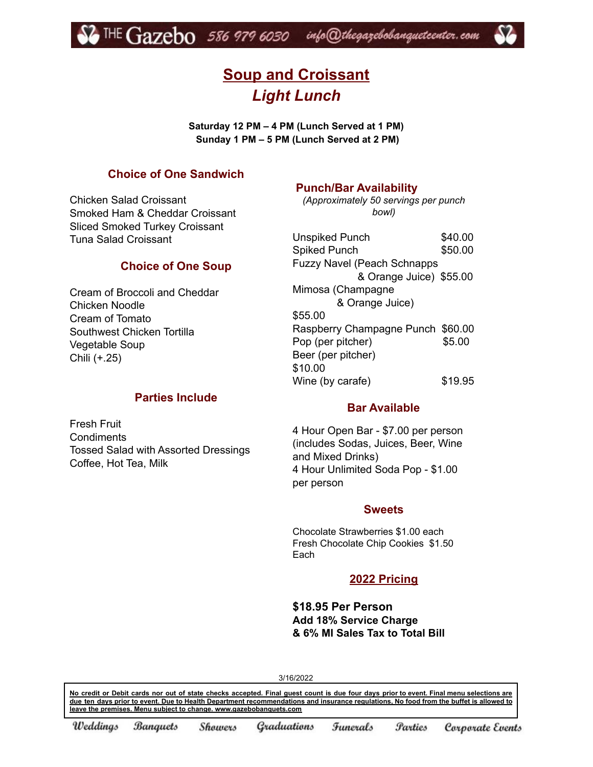THE Gazebo 586 979 6030 info@thegazebobanquetcenter.com

# Soup and Croissant

## *Light Lunch*

**Saturday 12 PM – 4 PM (Lunch Served at 1 PM)**
**Sunday 1 PM – 5 PM (Lunch Served at 2 PM)**

### Choice of One Sandwich

Chicken Salad Croissant
Smoked Ham & Cheddar Croissant
Sliced Smoked Turkey Croissant
Tuna Salad Croissant

### Choice of One Soup

Cream of Broccoli and Cheddar
Chicken Noodle
Cream of Tomato
Southwest Chicken Tortilla
Vegetable Soup
Chili (+.25)

### Parties Include

Fresh Fruit
Condiments
Tossed Salad with Assorted Dressings
Coffee, Hot Tea, Milk

### Punch/Bar Availability

*(Approximately 50 servings per punch bowl)*

| Item | Price |
|---|---|
| Unspiked Punch | $40.00 |
| Spiked Punch | $50.00 |
| Fuzzy Navel (Peach Schnapps & Orange Juice) | $55.00 |
| Mimosa (Champagne & Orange Juice) | $55.00 |
| Raspberry Champagne Punch | $60.00 |
| Pop (per pitcher) | $5.00 |
| Beer (per pitcher) | $10.00 |
| Wine (by carafe) | $19.95 |

### Bar Available

4 Hour Open Bar - $7.00 per person (includes Sodas, Juices, Beer, Wine and Mixed Drinks)
4 Hour Unlimited Soda Pop - $1.00 per person

### Sweets

Chocolate Strawberries $1.00 each
Fresh Chocolate Chip Cookies $1.50 Each

### 2022 Pricing

**$18.95 Per Person**
**Add 18% Service Charge**
**& 6% MI Sales Tax to Total Bill**

3/16/2022

**No credit or Debit cards nor out of state checks accepted. Final guest count is due four days prior to event. Final menu selections are due ten days prior to event. Due to Health Department recommendations and insurance regulations, No food from the buffet is allowed to leave the premises. Menu subject to change. www.gazebobanquets.com**

*Weddings Banquets Showers Graduations Funerals Parties Corporate Events*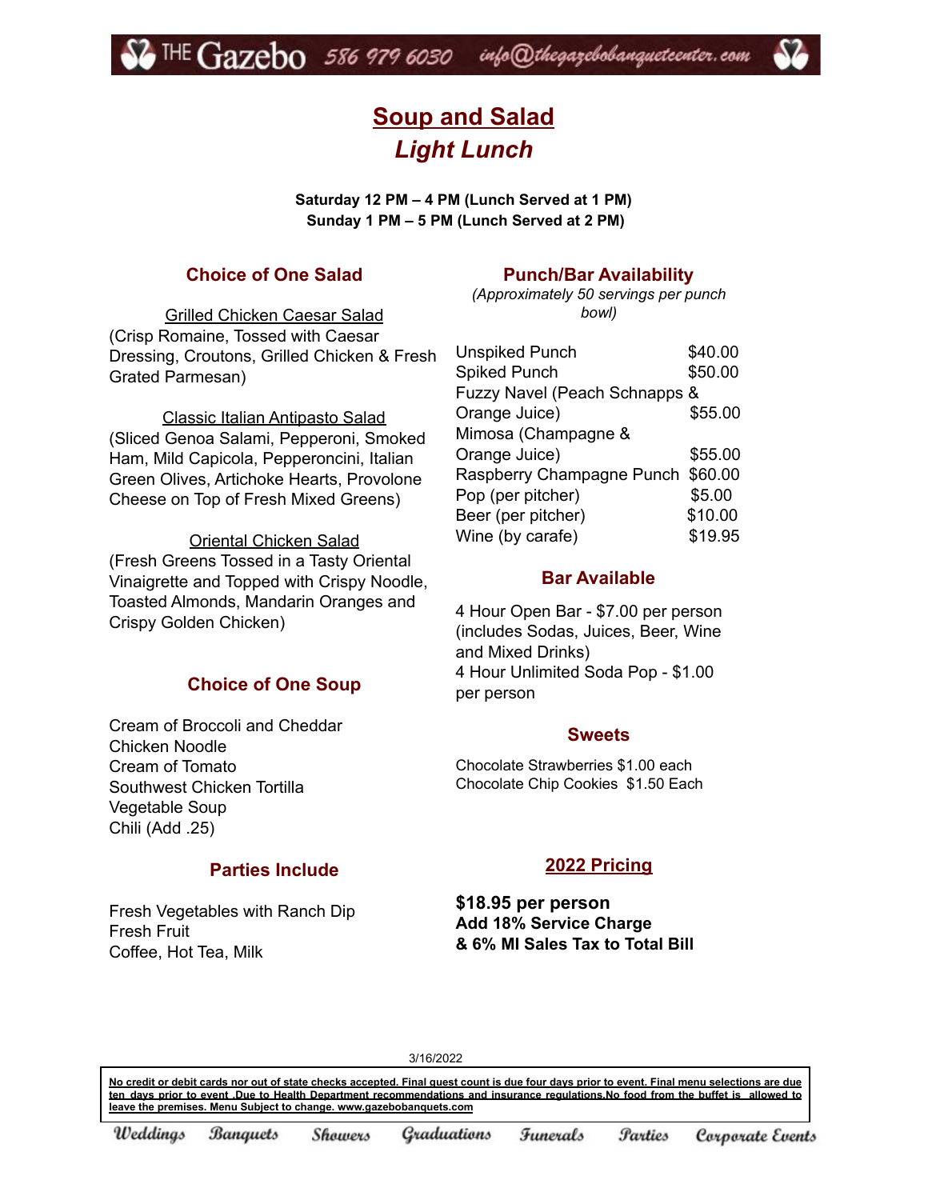THE Gazebo 586 979 6030 info@thegazebobanquetcenter.com

# Soup and Salad

## *Light Lunch*

**Saturday 12 PM – 4 PM (Lunch Served at 1 PM)**
**Sunday 1 PM – 5 PM (Lunch Served at 2 PM)**

### Choice of One Salad

Grilled Chicken Caesar Salad
(Crisp Romaine, Tossed with Caesar Dressing, Croutons, Grilled Chicken & Fresh Grated Parmesan)

Classic Italian Antipasto Salad
(Sliced Genoa Salami, Pepperoni, Smoked Ham, Mild Capicola, Pepperoncini, Italian Green Olives, Artichoke Hearts, Provolone Cheese on Top of Fresh Mixed Greens)

Oriental Chicken Salad
(Fresh Greens Tossed in a Tasty Oriental Vinaigrette and Topped with Crispy Noodle, Toasted Almonds, Mandarin Oranges and Crispy Golden Chicken)

### Choice of One Soup

Cream of Broccoli and Cheddar
Chicken Noodle
Cream of Tomato
Southwest Chicken Tortilla
Vegetable Soup
Chili (Add .25)

### Parties Include

Fresh Vegetables with Ranch Dip
Fresh Fruit
Coffee, Hot Tea, Milk

### Punch/Bar Availability

*(Approximately 50 servings per punch bowl)*

| | |
|---|---|
| Unspiked Punch | $40.00 |
| Spiked Punch | $50.00 |
| Fuzzy Navel (Peach Schnapps & Orange Juice) | $55.00 |
| Mimosa (Champagne & Orange Juice) | $55.00 |
| Raspberry Champagne Punch | $60.00 |
| Pop (per pitcher) | $5.00 |
| Beer (per pitcher) | $10.00 |
| Wine (by carafe) | $19.95 |

### Bar Available

4 Hour Open Bar - $7.00 per person (includes Sodas, Juices, Beer, Wine and Mixed Drinks)
4 Hour Unlimited Soda Pop - $1.00 per person

### Sweets

Chocolate Strawberries $1.00 each
Chocolate Chip Cookies $1.50 Each

### 2022 Pricing

**$18.95 per person**
**Add 18% Service Charge**
**& 6% MI Sales Tax to Total Bill**

3/16/2022

**No credit or debit cards nor out of state checks accepted. Final guest count is due four days prior to event. Final menu selections are due ten days prior to event .Due to Health Department recommendations and insurance regulations.No food from the buffet is allowed to leave the premises. Menu Subject to change. www.gazebobanquets.com**

Weddings Banquets Showers Graduations Funerals Parties Corporate Events